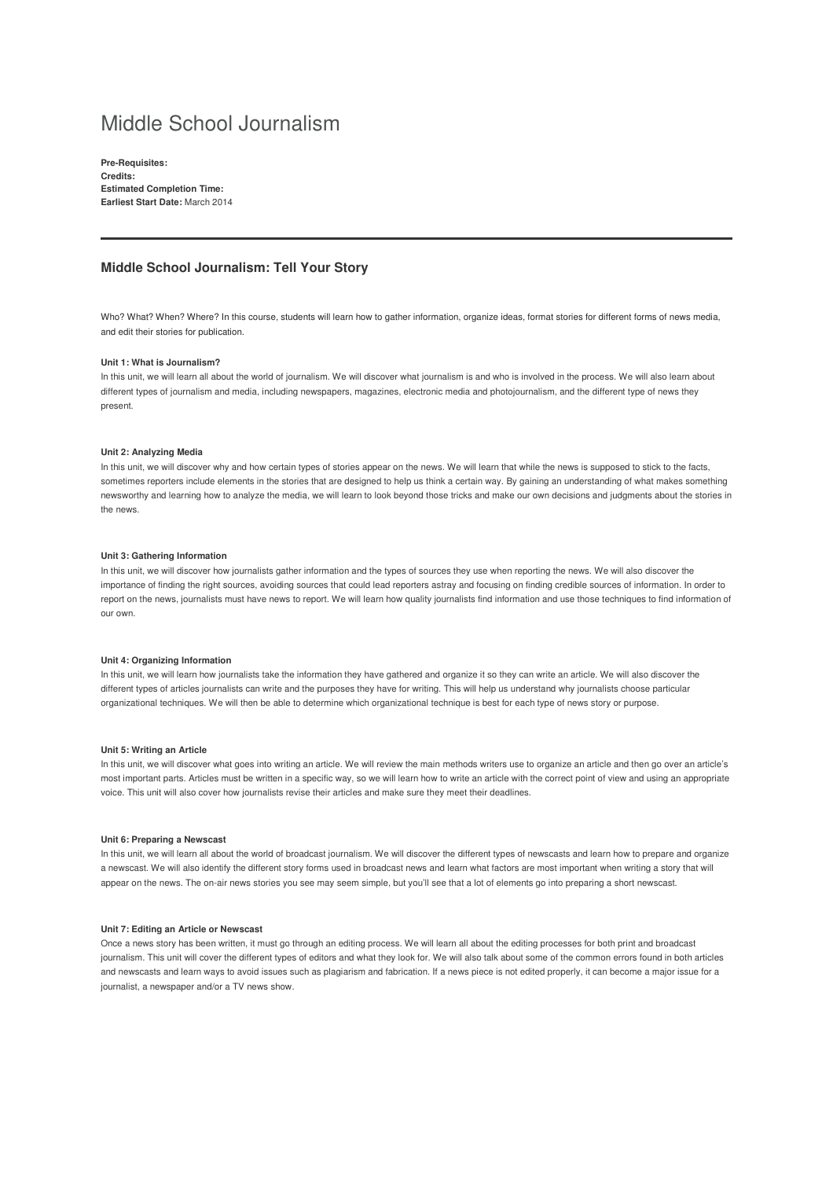# Middle School Journalism

**Pre-Requisites:**
**Credits:**
**Estimated Completion Time:**
**Earliest Start Date:** March 2014

---

## Middle School Journalism: Tell Your Story

Who? What? When? Where? In this course, students will learn how to gather information, organize ideas, format stories for different forms of news media, and edit their stories for publication.

#### Unit 1: What is Journalism?

In this unit, we will learn all about the world of journalism. We will discover what journalism is and who is involved in the process. We will also learn about different types of journalism and media, including newspapers, magazines, electronic media and photojournalism, and the different type of news they present.

#### Unit 2: Analyzing Media

In this unit, we will discover why and how certain types of stories appear on the news. We will learn that while the news is supposed to stick to the facts, sometimes reporters include elements in the stories that are designed to help us think a certain way. By gaining an understanding of what makes something newsworthy and learning how to analyze the media, we will learn to look beyond those tricks and make our own decisions and judgments about the stories in the news.

#### Unit 3: Gathering Information

In this unit, we will discover how journalists gather information and the types of sources they use when reporting the news. We will also discover the importance of finding the right sources, avoiding sources that could lead reporters astray and focusing on finding credible sources of information. In order to report on the news, journalists must have news to report. We will learn how quality journalists find information and use those techniques to find information of our own.

#### Unit 4: Organizing Information

In this unit, we will learn how journalists take the information they have gathered and organize it so they can write an article. We will also discover the different types of articles journalists can write and the purposes they have for writing. This will help us understand why journalists choose particular organizational techniques. We will then be able to determine which organizational technique is best for each type of news story or purpose.

#### Unit 5: Writing an Article

In this unit, we will discover what goes into writing an article. We will review the main methods writers use to organize an article and then go over an article's most important parts. Articles must be written in a specific way, so we will learn how to write an article with the correct point of view and using an appropriate voice. This unit will also cover how journalists revise their articles and make sure they meet their deadlines.

#### Unit 6: Preparing a Newscast

In this unit, we will learn all about the world of broadcast journalism. We will discover the different types of newscasts and learn how to prepare and organize a newscast. We will also identify the different story forms used in broadcast news and learn what factors are most important when writing a story that will appear on the news. The on-air news stories you see may seem simple, but you'll see that a lot of elements go into preparing a short newscast.

#### Unit 7: Editing an Article or Newscast

Once a news story has been written, it must go through an editing process. We will learn all about the editing processes for both print and broadcast journalism. This unit will cover the different types of editors and what they look for. We will also talk about some of the common errors found in both articles and newscasts and learn ways to avoid issues such as plagiarism and fabrication. If a news piece is not edited properly, it can become a major issue for a journalist, a newspaper and/or a TV news show.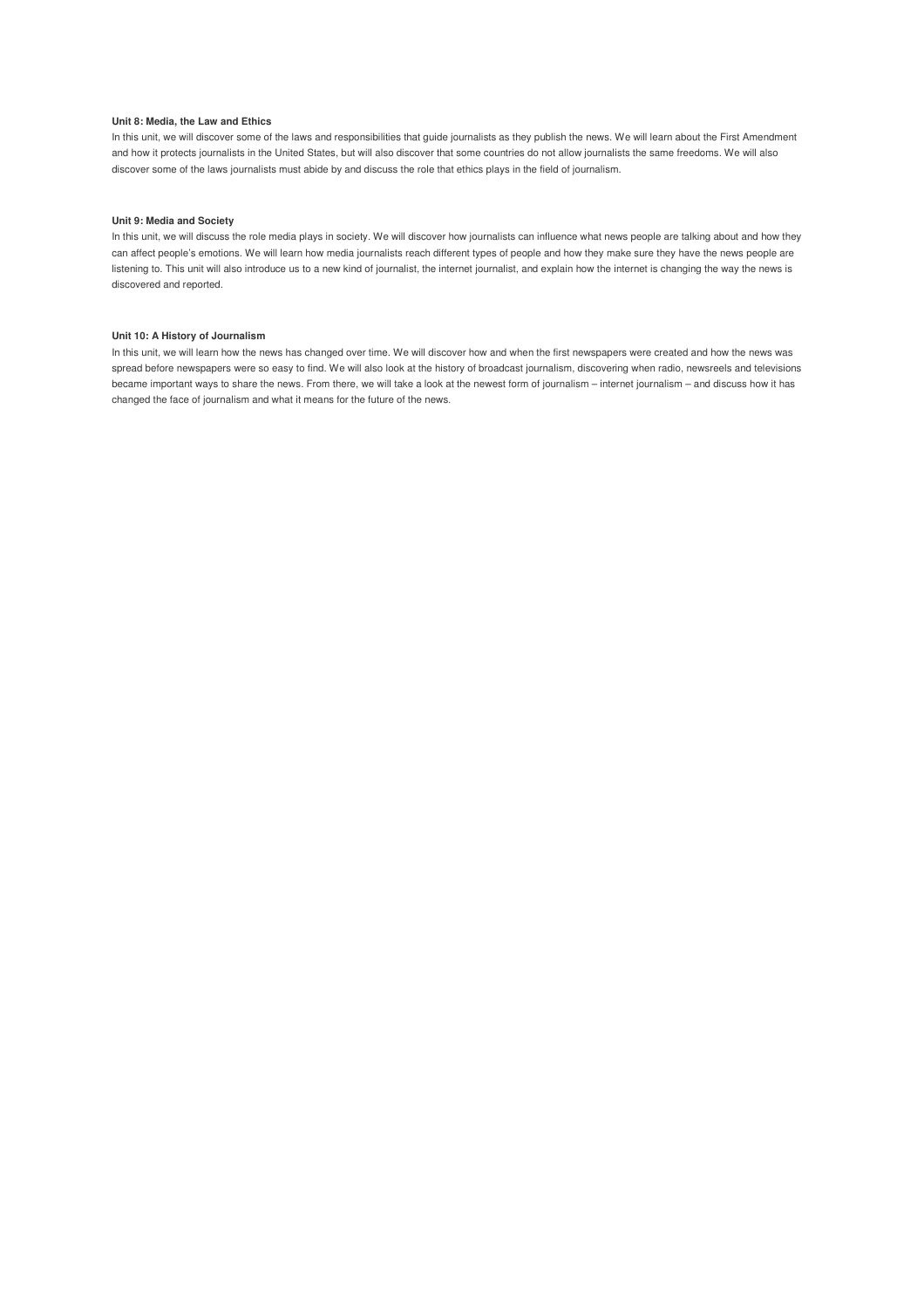**Unit 8: Media, the Law and Ethics**

In this unit, we will discover some of the laws and responsibilities that guide journalists as they publish the news. We will learn about the First Amendment and how it protects journalists in the United States, but will also discover that some countries do not allow journalists the same freedoms. We will also discover some of the laws journalists must abide by and discuss the role that ethics plays in the field of journalism.

**Unit 9: Media and Society**

In this unit, we will discuss the role media plays in society. We will discover how journalists can influence what news people are talking about and how they can affect people's emotions. We will learn how media journalists reach different types of people and how they make sure they have the news people are listening to. This unit will also introduce us to a new kind of journalist, the internet journalist, and explain how the internet is changing the way the news is discovered and reported.

**Unit 10: A History of Journalism**

In this unit, we will learn how the news has changed over time. We will discover how and when the first newspapers were created and how the news was spread before newspapers were so easy to find. We will also look at the history of broadcast journalism, discovering when radio, newsreels and televisions became important ways to share the news. From there, we will take a look at the newest form of journalism – internet journalism – and discuss how it has changed the face of journalism and what it means for the future of the news.